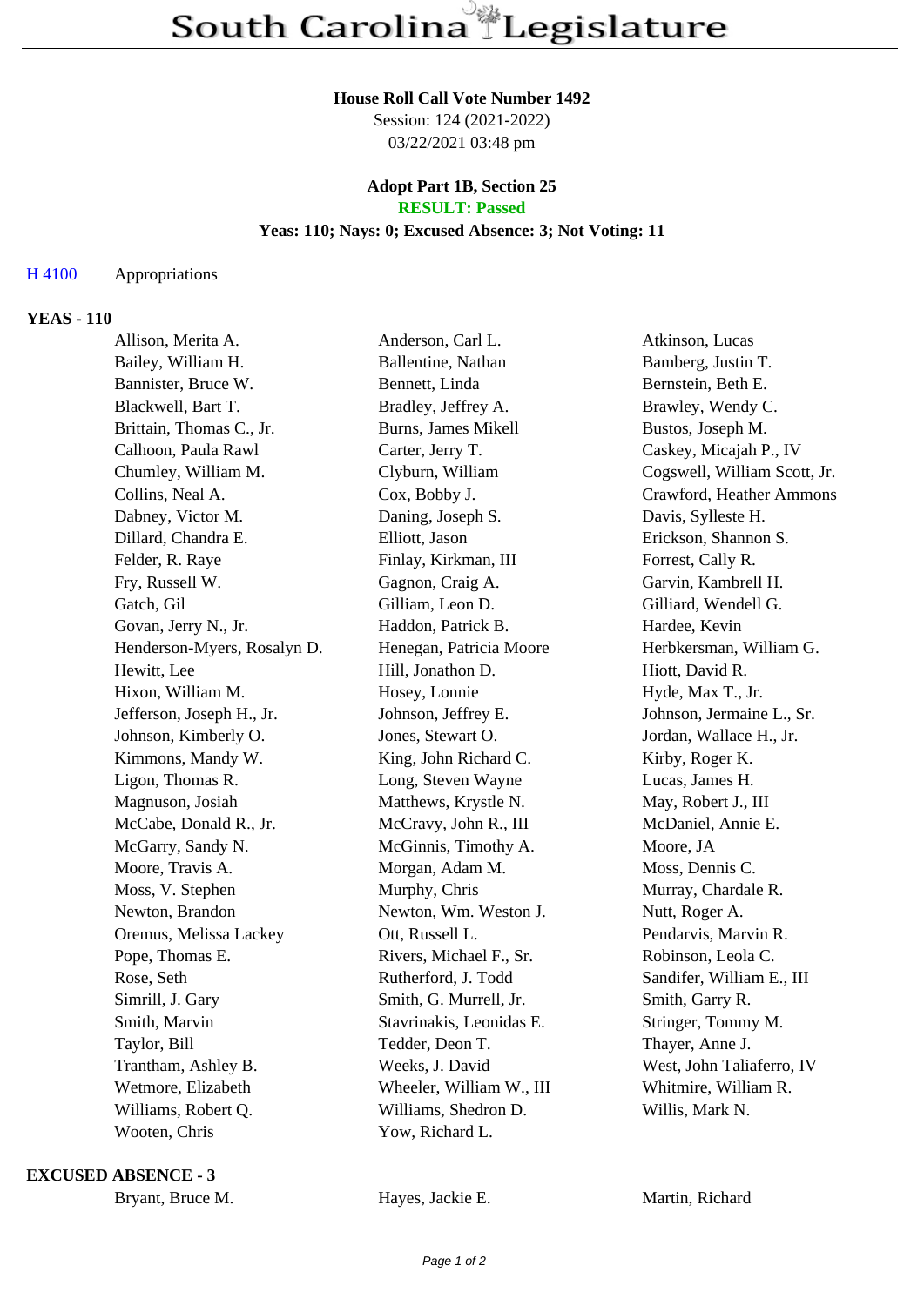# South Carolina Legislature

**House Roll Call Vote Number 1492**
Session: 124 (2021-2022)
03/22/2021 03:48 pm

**Adopt Part 1B, Section 25**
**RESULT: Passed**
**Yeas: 110; Nays: 0; Excused Absence: 3; Not Voting: 11**

H 4100 Appropriations

**YEAS - 110**

| | | |
|---|---|---|
| Allison, Merita A. | Anderson, Carl L. | Atkinson, Lucas |
| Bailey, William H. | Ballentine, Nathan | Bamberg, Justin T. |
| Bannister, Bruce W. | Bennett, Linda | Bernstein, Beth E. |
| Blackwell, Bart T. | Bradley, Jeffrey A. | Brawley, Wendy C. |
| Brittain, Thomas C., Jr. | Burns, James Mikell | Bustos, Joseph M. |
| Calhoon, Paula Rawl | Carter, Jerry T. | Caskey, Micajah P., IV |
| Chumley, William M. | Clyburn, William | Cogswell, William Scott, Jr. |
| Collins, Neal A. | Cox, Bobby J. | Crawford, Heather Ammons |
| Dabney, Victor M. | Daning, Joseph S. | Davis, Sylleste H. |
| Dillard, Chandra E. | Elliott, Jason | Erickson, Shannon S. |
| Felder, R. Raye | Finlay, Kirkman, III | Forrest, Cally R. |
| Fry, Russell W. | Gagnon, Craig A. | Garvin, Kambrell H. |
| Gatch, Gil | Gilliam, Leon D. | Gilliard, Wendell G. |
| Govan, Jerry N., Jr. | Haddon, Patrick B. | Hardee, Kevin |
| Henderson-Myers, Rosalyn D. | Henegan, Patricia Moore | Herbkersman, William G. |
| Hewitt, Lee | Hill, Jonathon D. | Hiott, David R. |
| Hixon, William M. | Hosey, Lonnie | Hyde, Max T., Jr. |
| Jefferson, Joseph H., Jr. | Johnson, Jeffrey E. | Johnson, Jermaine L., Sr. |
| Johnson, Kimberly O. | Jones, Stewart O. | Jordan, Wallace H., Jr. |
| Kimmons, Mandy W. | King, John Richard C. | Kirby, Roger K. |
| Ligon, Thomas R. | Long, Steven Wayne | Lucas, James H. |
| Magnuson, Josiah | Matthews, Krystle N. | May, Robert J., III |
| McCabe, Donald R., Jr. | McCravy, John R., III | McDaniel, Annie E. |
| McGarry, Sandy N. | McGinnis, Timothy A. | Moore, JA |
| Moore, Travis A. | Morgan, Adam M. | Moss, Dennis C. |
| Moss, V. Stephen | Murphy, Chris | Murray, Chardale R. |
| Newton, Brandon | Newton, Wm. Weston J. | Nutt, Roger A. |
| Oremus, Melissa Lackey | Ott, Russell L. | Pendarvis, Marvin R. |
| Pope, Thomas E. | Rivers, Michael F., Sr. | Robinson, Leola C. |
| Rose, Seth | Rutherford, J. Todd | Sandifer, William E., III |
| Simrill, J. Gary | Smith, G. Murrell, Jr. | Smith, Garry R. |
| Smith, Marvin | Stavrinakis, Leonidas E. | Stringer, Tommy M. |
| Taylor, Bill | Tedder, Deon T. | Thayer, Anne J. |
| Trantham, Ashley B. | Weeks, J. David | West, John Taliaferro, IV |
| Wetmore, Elizabeth | Wheeler, William W., III | Whitmire, William R. |
| Williams, Robert Q. | Williams, Shedron D. | Willis, Mark N. |
| Wooten, Chris | Yow, Richard L. | |

**EXCUSED ABSENCE - 3**

| | | |
|---|---|---|
| Bryant, Bruce M. | Hayes, Jackie E. | Martin, Richard |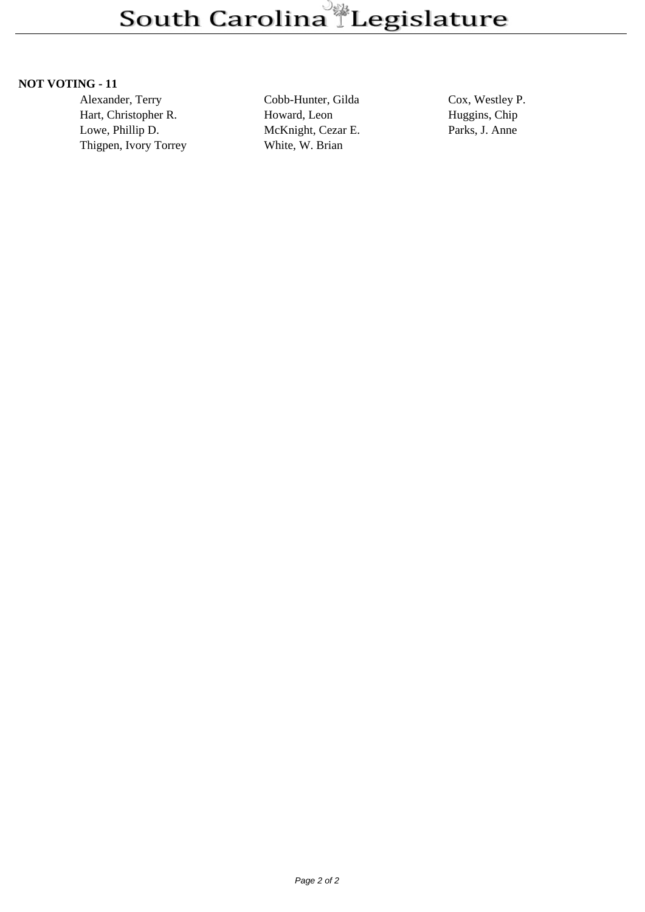**NOT VOTING - 11**

| | | |
|---|---|---|
| Alexander, Terry | Cobb-Hunter, Gilda | Cox, Westley P. |
| Hart, Christopher R. | Howard, Leon | Huggins, Chip |
| Lowe, Phillip D. | McKnight, Cezar E. | Parks, J. Anne |
| Thigpen, Ivory Torrey | White, W. Brian | |